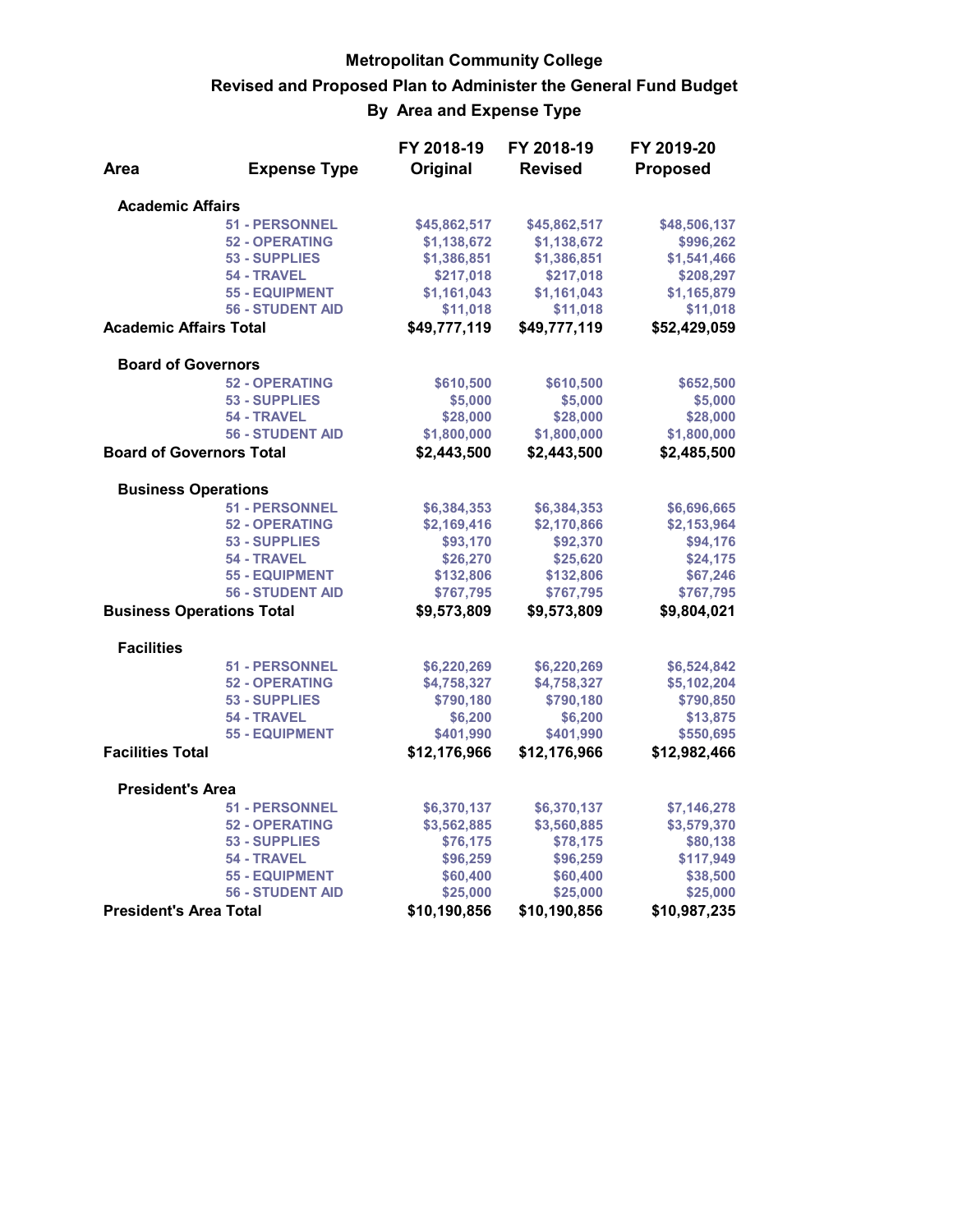# Metropolitan Community College

## Revised and Proposed Plan to Administer the General Fund Budget

### By Area and Expense Type

| Area | Expense Type | FY 2018-19 Original | FY 2018-19 Revised | FY 2019-20 Proposed |
|---|---|---|---|---|
| **Academic Affairs** | | | | |
| | 51 - PERSONNEL | $45,862,517 | $45,862,517 | $48,506,137 |
| | 52 - OPERATING | $1,138,672 | $1,138,672 | $996,262 |
| | 53 - SUPPLIES | $1,386,851 | $1,386,851 | $1,541,466 |
| | 54 - TRAVEL | $217,018 | $217,018 | $208,297 |
| | 55 - EQUIPMENT | $1,161,043 | $1,161,043 | $1,165,879 |
| | 56 - STUDENT AID | $11,018 | $11,018 | $11,018 |
| **Academic Affairs Total** | | **$49,777,119** | **$49,777,119** | **$52,429,059** |
| **Board of Governors** | | | | |
| | 52 - OPERATING | $610,500 | $610,500 | $652,500 |
| | 53 - SUPPLIES | $5,000 | $5,000 | $5,000 |
| | 54 - TRAVEL | $28,000 | $28,000 | $28,000 |
| | 56 - STUDENT AID | $1,800,000 | $1,800,000 | $1,800,000 |
| **Board of Governors Total** | | **$2,443,500** | **$2,443,500** | **$2,485,500** |
| **Business Operations** | | | | |
| | 51 - PERSONNEL | $6,384,353 | $6,384,353 | $6,696,665 |
| | 52 - OPERATING | $2,169,416 | $2,170,866 | $2,153,964 |
| | 53 - SUPPLIES | $93,170 | $92,370 | $94,176 |
| | 54 - TRAVEL | $26,270 | $25,620 | $24,175 |
| | 55 - EQUIPMENT | $132,806 | $132,806 | $67,246 |
| | 56 - STUDENT AID | $767,795 | $767,795 | $767,795 |
| **Business Operations Total** | | **$9,573,809** | **$9,573,809** | **$9,804,021** |
| **Facilities** | | | | |
| | 51 - PERSONNEL | $6,220,269 | $6,220,269 | $6,524,842 |
| | 52 - OPERATING | $4,758,327 | $4,758,327 | $5,102,204 |
| | 53 - SUPPLIES | $790,180 | $790,180 | $790,850 |
| | 54 - TRAVEL | $6,200 | $6,200 | $13,875 |
| | 55 - EQUIPMENT | $401,990 | $401,990 | $550,695 |
| **Facilities Total** | | **$12,176,966** | **$12,176,966** | **$12,982,466** |
| **President's Area** | | | | |
| | 51 - PERSONNEL | $6,370,137 | $6,370,137 | $7,146,278 |
| | 52 - OPERATING | $3,562,885 | $3,560,885 | $3,579,370 |
| | 53 - SUPPLIES | $76,175 | $78,175 | $80,138 |
| | 54 - TRAVEL | $96,259 | $96,259 | $117,949 |
| | 55 - EQUIPMENT | $60,400 | $60,400 | $38,500 |
| | 56 - STUDENT AID | $25,000 | $25,000 | $25,000 |
| **President's Area Total** | | **$10,190,856** | **$10,190,856** | **$10,987,235** |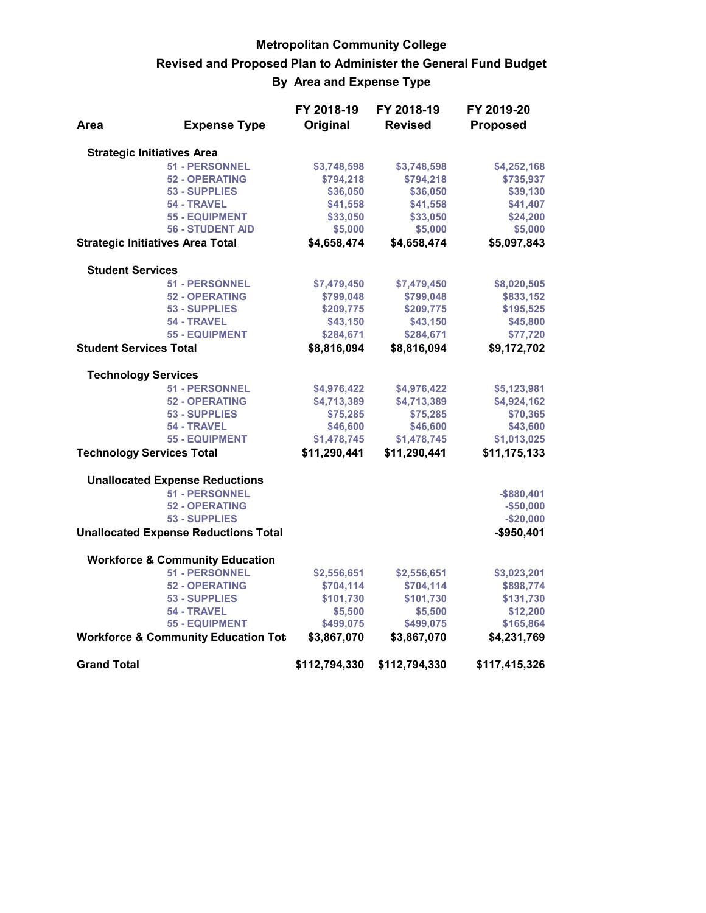**Metropolitan Community College**

**Revised and Proposed Plan to Administer the General Fund Budget**

**By Area and Expense Type**

| Area | Expense Type | FY 2018-19 Original | FY 2018-19 Revised | FY 2019-20 Proposed |
|---|---|---|---|---|
| **Strategic Initiatives Area** | | | | |
| | 51 - PERSONNEL | $3,748,598 | $3,748,598 | $4,252,168 |
| | 52 - OPERATING | $794,218 | $794,218 | $735,937 |
| | 53 - SUPPLIES | $36,050 | $36,050 | $39,130 |
| | 54 - TRAVEL | $41,558 | $41,558 | $41,407 |
| | 55 - EQUIPMENT | $33,050 | $33,050 | $24,200 |
| | 56 - STUDENT AID | $5,000 | $5,000 | $5,000 |
| **Strategic Initiatives Area Total** | | **$4,658,474** | **$4,658,474** | **$5,097,843** |
| **Student Services** | | | | |
| | 51 - PERSONNEL | $7,479,450 | $7,479,450 | $8,020,505 |
| | 52 - OPERATING | $799,048 | $799,048 | $833,152 |
| | 53 - SUPPLIES | $209,775 | $209,775 | $195,525 |
| | 54 - TRAVEL | $43,150 | $43,150 | $45,800 |
| | 55 - EQUIPMENT | $284,671 | $284,671 | $77,720 |
| **Student Services Total** | | **$8,816,094** | **$8,816,094** | **$9,172,702** |
| **Technology Services** | | | | |
| | 51 - PERSONNEL | $4,976,422 | $4,976,422 | $5,123,981 |
| | 52 - OPERATING | $4,713,389 | $4,713,389 | $4,924,162 |
| | 53 - SUPPLIES | $75,285 | $75,285 | $70,365 |
| | 54 - TRAVEL | $46,600 | $46,600 | $43,600 |
| | 55 - EQUIPMENT | $1,478,745 | $1,478,745 | $1,013,025 |
| **Technology Services Total** | | **$11,290,441** | **$11,290,441** | **$11,175,133** |
| **Unallocated Expense Reductions** | | | | |
| | 51 - PERSONNEL | | | -$880,401 |
| | 52 - OPERATING | | | -$50,000 |
| | 53 - SUPPLIES | | | -$20,000 |
| **Unallocated Expense Reductions Total** | | | | **-$950,401** |
| **Workforce & Community Education** | | | | |
| | 51 - PERSONNEL | $2,556,651 | $2,556,651 | $3,023,201 |
| | 52 - OPERATING | $704,114 | $704,114 | $898,774 |
| | 53 - SUPPLIES | $101,730 | $101,730 | $131,730 |
| | 54 - TRAVEL | $5,500 | $5,500 | $12,200 |
| | 55 - EQUIPMENT | $499,075 | $499,075 | $165,864 |
| **Workforce & Community Education Tot** | | **$3,867,070** | **$3,867,070** | **$4,231,769** |
| **Grand Total** | | **$112,794,330** | **$112,794,330** | **$117,415,326** |